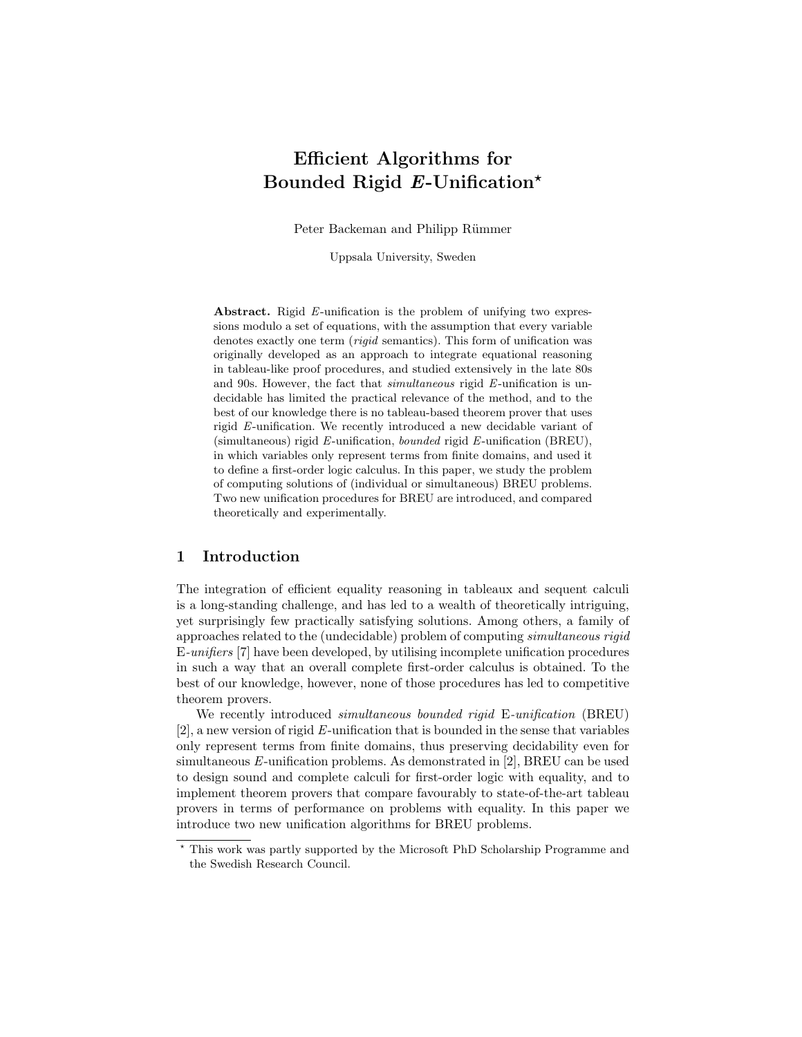# Efficient Algorithms for Bounded Rigid $E$-Unification*

Peter Backeman and Philipp Rümmer

Uppsala University, Sweden

**Abstract.** Rigid $E$-unification is the problem of unifying two expressions modulo a set of equations, with the assumption that every variable denotes exactly one term (*rigid* semantics). This form of unification was originally developed as an approach to integrate equational reasoning in tableau-like proof procedures, and studied extensively in the late 80s and 90s. However, the fact that *simultaneous* rigid $E$-unification is undecidable has limited the practical relevance of the method, and to the best of our knowledge there is no tableau-based theorem prover that uses rigid $E$-unification. We recently introduced a new decidable variant of (simultaneous) rigid $E$-unification, *bounded* rigid $E$-unification (BREU), in which variables only represent terms from finite domains, and used it to define a first-order logic calculus. In this paper, we study the problem of computing solutions of (individual or simultaneous) BREU problems. Two new unification procedures for BREU are introduced, and compared theoretically and experimentally.

## 1 Introduction

The integration of efficient equality reasoning in tableaux and sequent calculi is a long-standing challenge, and has led to a wealth of theoretically intriguing, yet surprisingly few practically satisfying solutions. Among others, a family of approaches related to the (undecidable) problem of computing *simultaneous rigid* E-*unifiers* [7] have been developed, by utilising incomplete unification procedures in such a way that an overall complete first-order calculus is obtained. To the best of our knowledge, however, none of those procedures has led to competitive theorem provers.

We recently introduced *simultaneous bounded rigid* E-*unification* (BREU) [2], a new version of rigid $E$-unification that is bounded in the sense that variables only represent terms from finite domains, thus preserving decidability even for simultaneous $E$-unification problems. As demonstrated in [2], BREU can be used to design sound and complete calculi for first-order logic with equality, and to implement theorem provers that compare favourably to state-of-the-art tableau provers in terms of performance on problems with equality. In this paper we introduce two new unification algorithms for BREU problems.

* This work was partly supported by the Microsoft PhD Scholarship Programme and the Swedish Research Council.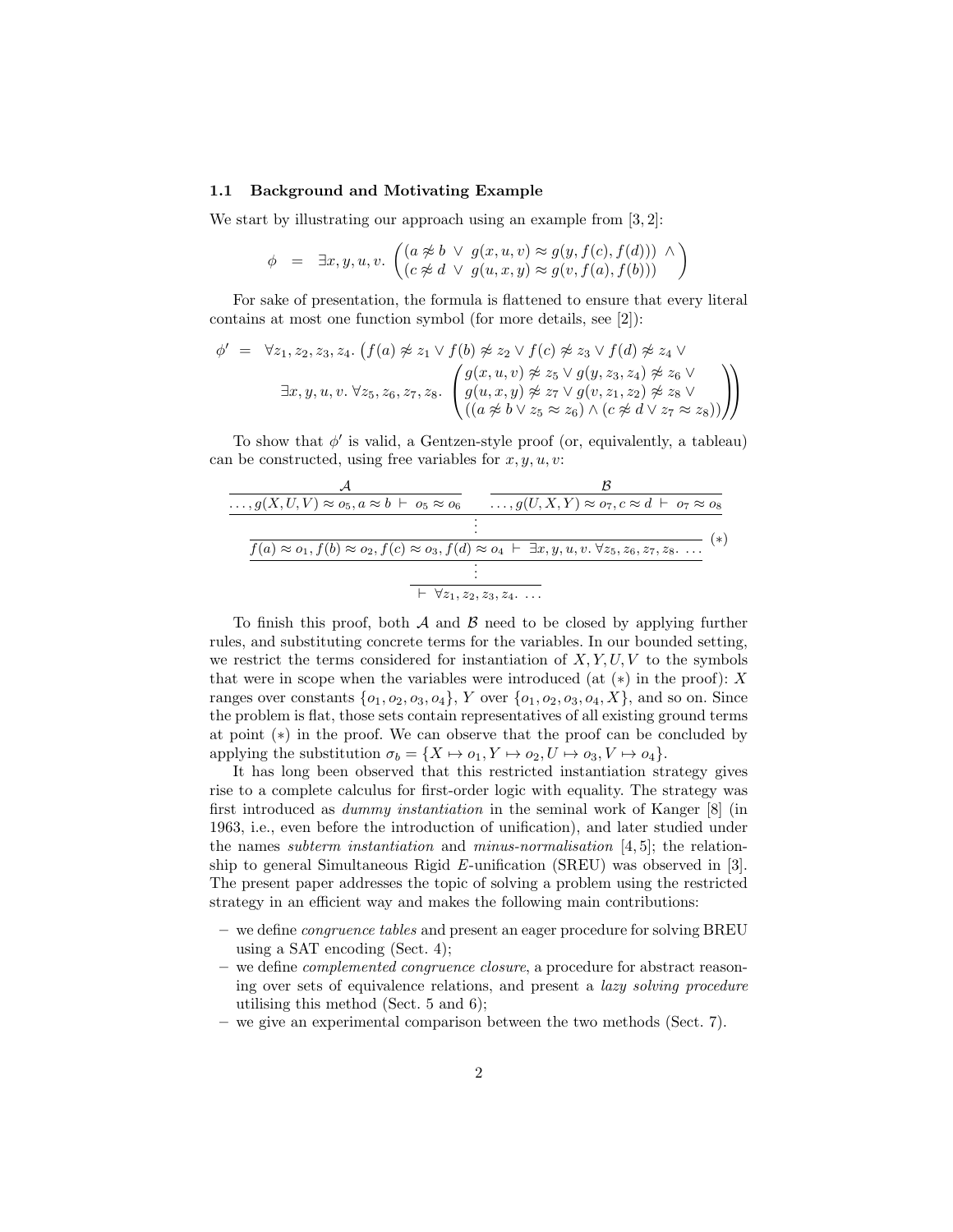### 1.1 Background and Motivating Example

We start by illustrating our approach using an example from [3, 2]:

$$\phi \quad = \quad \exists x, y, u, v. \begin{pmatrix} (a \not\approx b \ \vee \ g(x, u, v) \approx g(y, f(c), f(d))) \ \wedge \\ (c \not\approx d \ \vee \ g(u, x, y) \approx g(v, f(a), f(b))) \end{pmatrix}$$

For sake of presentation, the formula is flattened to ensure that every literal contains at most one function symbol (for more details, see [2]):

$$\begin{aligned} \phi' \;=\; \forall z_1, z_2, z_3, z_4. \big(& f(a) \not\approx z_1 \vee f(b) \not\approx z_2 \vee f(c) \not\approx z_3 \vee f(d) \not\approx z_4 \vee \\ & \exists x, y, u, v. \forall z_5, z_6, z_7, z_8. \begin{pmatrix} g(x, u, v) \not\approx z_5 \vee g(y, z_3, z_4) \not\approx z_6 \vee \\ g(u, x, y) \not\approx z_7 \vee g(v, z_1, z_2) \not\approx z_8 \vee \\ ((a \not\approx b \vee z_5 \approx z_6) \wedge (c \not\approx d \vee z_7 \approx z_8)) \end{pmatrix}\big) \end{aligned}$$

To show that $\phi'$ is valid, a Gentzen-style proof (or, equivalently, a tableau) can be constructed, using free variables for $x, y, u, v$:

$$\dfrac{\dfrac{\dfrac{\mathcal{A}}{\ldots, g(X, U, V) \approx o_5, a \approx b \;\vdash\; o_5 \approx o_6} \qquad \dfrac{\mathcal{B}}{\ldots, g(U, X, Y) \approx o_7, c \approx d \;\vdash\; o_7 \approx o_8}}{\vdots}}{\dfrac{f(a) \approx o_1, f(b) \approx o_2, f(c) \approx o_3, f(d) \approx o_4 \;\vdash\; \exists x, y, u, v. \forall z_5, z_6, z_7, z_8. \ \ldots}{\dfrac{\vdots}{\vdash\; \forall z_1, z_2, z_3, z_4. \ \ldots}}} \; (*)$$

To finish this proof, both $\mathcal{A}$ and $\mathcal{B}$ need to be closed by applying further rules, and substituting concrete terms for the variables. In our bounded setting, we restrict the terms considered for instantiation of $X, Y, U, V$ to the symbols that were in scope when the variables were introduced (at $(*)$ in the proof): $X$ ranges over constants $\{o_1, o_2, o_3, o_4\}$, $Y$ over $\{o_1, o_2, o_3, o_4, X\}$, and so on. Since the problem is flat, those sets contain representatives of all existing ground terms at point $(*)$ in the proof. We can observe that the proof can be concluded by applying the substitution $\sigma_b = \{X \mapsto o_1, Y \mapsto o_2, U \mapsto o_3, V \mapsto o_4\}$.

It has long been observed that this restricted instantiation strategy gives rise to a complete calculus for first-order logic with equality. The strategy was first introduced as *dummy instantiation* in the seminal work of Kanger [8] (in 1963, i.e., even before the introduction of unification), and later studied under the names *subterm instantiation* and *minus-normalisation* [4, 5]; the relationship to general Simultaneous Rigid $E$-unification (SREU) was observed in [3]. The present paper addresses the topic of solving a problem using the restricted strategy in an efficient way and makes the following main contributions:

- we define *congruence tables* and present an eager procedure for solving BREU using a SAT encoding (Sect. 4);
- we define *complemented congruence closure*, a procedure for abstract reasoning over sets of equivalence relations, and present a *lazy solving procedure* utilising this method (Sect. 5 and 6);
- we give an experimental comparison between the two methods (Sect. 7).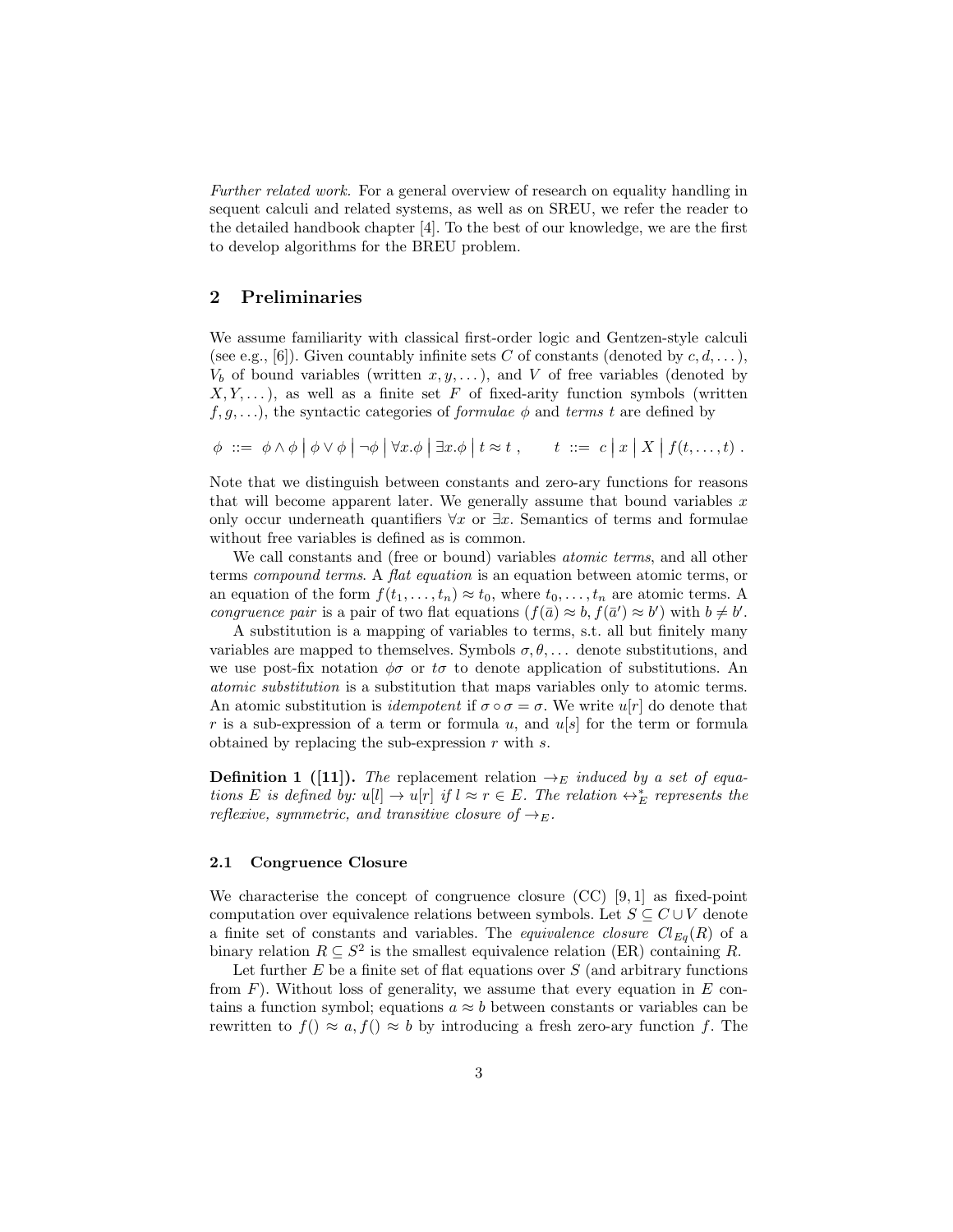*Further related work.* For a general overview of research on equality handling in sequent calculi and related systems, as well as on SREU, we refer the reader to the detailed handbook chapter [4]. To the best of our knowledge, we are the first to develop algorithms for the BREU problem.

## 2 Preliminaries

We assume familiarity with classical first-order logic and Gentzen-style calculi (see e.g., [6]). Given countably infinite sets $C$ of constants (denoted by $c, d, \ldots$), $V_b$ of bound variables (written $x, y, \ldots$), and $V$ of free variables (denoted by $X, Y, \ldots$), as well as a finite set $F$ of fixed-arity function symbols (written $f, g, \ldots$), the syntactic categories of *formulae* $\phi$ and *terms* $t$ are defined by

$$\phi \ ::= \ \phi \wedge \phi \ \big|\ \phi \vee \phi \ \big|\ \neg\phi \ \big|\ \forall x.\phi \ \big|\ \exists x.\phi \ \big|\ t \approx t \ , \qquad t \ ::= \ c \ \big|\ x \ \big|\ X \ \big|\ f(t, \ldots, t) \ .$$

Note that we distinguish between constants and zero-ary functions for reasons that will become apparent later. We generally assume that bound variables $x$ only occur underneath quantifiers $\forall x$ or $\exists x$. Semantics of terms and formulae without free variables is defined as is common.

We call constants and (free or bound) variables *atomic terms*, and all other terms *compound terms*. A *flat equation* is an equation between atomic terms, or an equation of the form $f(t_1, \ldots, t_n) \approx t_0$, where $t_0, \ldots, t_n$ are atomic terms. A *congruence pair* is a pair of two flat equations $(f(\bar{a}) \approx b, f(\bar{a}') \approx b')$ with $b \neq b'$.

A substitution is a mapping of variables to terms, s.t. all but finitely many variables are mapped to themselves. Symbols $\sigma, \theta, \ldots$ denote substitutions, and we use post-fix notation $\phi\sigma$ or $t\sigma$ to denote application of substitutions. An *atomic substitution* is a substitution that maps variables only to atomic terms. An atomic substitution is *idempotent* if $\sigma \circ \sigma = \sigma$. We write $u[r]$ do denote that $r$ is a sub-expression of a term or formula $u$, and $u[s]$ for the term or formula obtained by replacing the sub-expression $r$ with $s$.

**Definition 1 ([11]).** *The* replacement relation $\to_E$ *induced by a set of equations $E$ is defined by: $u[l] \to u[r]$ if $l \approx r \in E$. The relation $\leftrightarrow_E^*$ represents the reflexive, symmetric, and transitive closure of $\to_E$.*

### 2.1 Congruence Closure

We characterise the concept of congruence closure (CC) [9, 1] as fixed-point computation over equivalence relations between symbols. Let $S \subseteq C \cup V$ denote a finite set of constants and variables. The *equivalence closure* $Cl_{Eq}(R)$ of a binary relation $R \subseteq S^2$ is the smallest equivalence relation (ER) containing $R$.

Let further $E$ be a finite set of flat equations over $S$ (and arbitrary functions from $F$). Without loss of generality, we assume that every equation in $E$ contains a function symbol; equations $a \approx b$ between constants or variables can be rewritten to $f() \approx a, f() \approx b$ by introducing a fresh zero-ary function $f$. The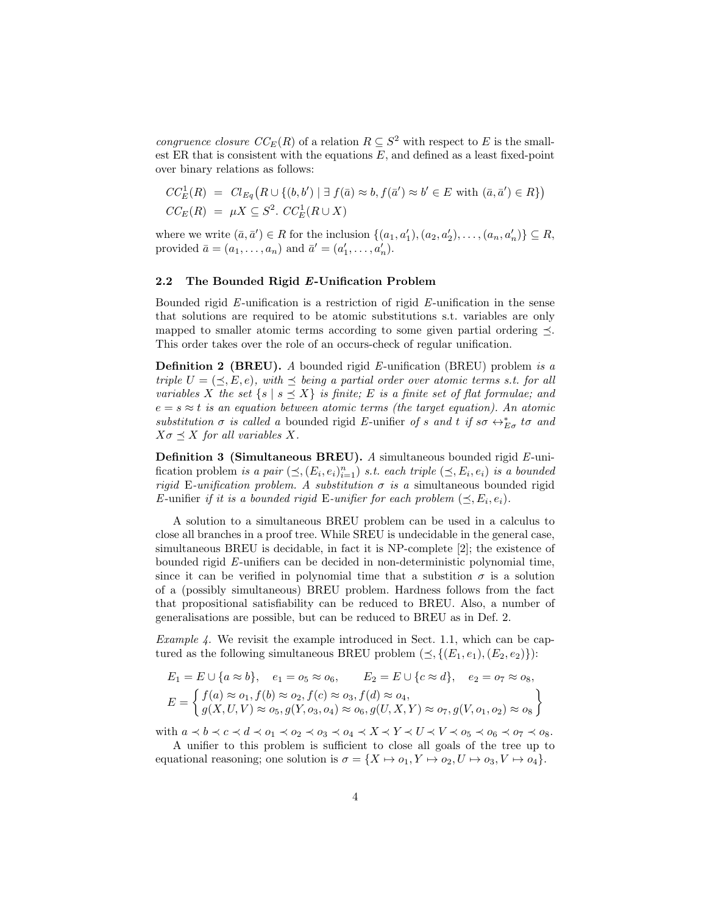*congruence closure* $CC_E(R)$ of a relation $R \subseteq S^2$ with respect to $E$ is the smallest ER that is consistent with the equations $E$, and defined as a least fixed-point over binary relations as follows:

$$
\begin{aligned}
CC^1_E(R) &= Cl_{Eq}\big(R \cup \{(b, b') \mid \exists\, f(\bar{a}) \approx b, f(\bar{a}') \approx b' \in E \text{ with } (\bar{a}, \bar{a}') \in R\}\big) \\
CC_E(R) &= \mu X \subseteq S^2.\ CC^1_E(R \cup X)
\end{aligned}
$$

where we write $(\bar{a}, \bar{a}') \in R$ for the inclusion $\{(a_1, a'_1), (a_2, a'_2), \ldots, (a_n, a'_n)\} \subseteq R$, provided $\bar{a} = (a_1, \ldots, a_n)$ and $\bar{a}' = (a'_1, \ldots, a'_n)$.

### 2.2 The Bounded Rigid *E*-Unification Problem

Bounded rigid $E$-unification is a restriction of rigid $E$-unification in the sense that solutions are required to be atomic substitutions s.t. variables are only mapped to smaller atomic terms according to some given partial ordering $\preceq$. This order takes over the role of an occurs-check of regular unification.

**Definition 2 (BREU).** *A* bounded rigid $E$-unification (BREU) problem *is a triple* $U = (\preceq, E, e)$*, with* $\preceq$ *being a partial order over atomic terms s.t. for all variables* $X$ *the set* $\{s \mid s \preceq X\}$ *is finite;* $E$ *is a finite set of flat formulae; and* $e = s \approx t$ *is an equation between atomic terms (the target equation). An atomic substitution* $\sigma$ *is called a* bounded rigid $E$-unifier *of* $s$ *and* $t$ *if* $s\sigma \leftrightarrow^*_{E\sigma} t\sigma$ *and* $X\sigma \preceq X$ *for all variables* $X$.

**Definition 3 (Simultaneous BREU).** *A* simultaneous bounded rigid $E$-unification problem *is a pair* $(\preceq, (E_i, e_i)_{i=1}^n)$ *s.t. each triple* $(\preceq, E_i, e_i)$ *is a bounded rigid* E*-unification problem. A substitution* $\sigma$ *is a* simultaneous bounded rigid $E$-unifier *if it is a bounded rigid* E*-unifier for each problem* $(\preceq, E_i, e_i)$.

A solution to a simultaneous BREU problem can be used in a calculus to close all branches in a proof tree. While SREU is undecidable in the general case, simultaneous BREU is decidable, in fact it is NP-complete [2]; the existence of bounded rigid $E$-unifiers can be decided in non-deterministic polynomial time, since it can be verified in polynomial time that a substition $\sigma$ is a solution of a (possibly simultaneous) BREU problem. Hardness follows from the fact that propositional satisfiability can be reduced to BREU. Also, a number of generalisations are possible, but can be reduced to BREU as in Def. 2.

*Example 4.* We revisit the example introduced in Sect. 1.1, which can be captured as the following simultaneous BREU problem $(\preceq, \{(E_1, e_1), (E_2, e_2)\})$:

$$
E_1 = E \cup \{a \approx b\}, \quad e_1 = o_5 \approx o_6, \qquad E_2 = E \cup \{c \approx d\}, \quad e_2 = o_7 \approx o_8,
$$

$$
E = \left\{ \begin{array}{l} f(a) \approx o_1, f(b) \approx o_2, f(c) \approx o_3, f(d) \approx o_4, \\ g(X, U, V) \approx o_5, g(Y, o_3, o_4) \approx o_6, g(U, X, Y) \approx o_7, g(V, o_1, o_2) \approx o_8 \end{array} \right\}
$$

with $a \prec b \prec c \prec d \prec o_1 \prec o_2 \prec o_3 \prec o_4 \prec X \prec Y \prec U \prec V \prec o_5 \prec o_6 \prec o_7 \prec o_8$.

A unifier to this problem is sufficient to close all goals of the tree up to equational reasoning; one solution is $\sigma = \{X \mapsto o_1, Y \mapsto o_2, U \mapsto o_3, V \mapsto o_4\}$.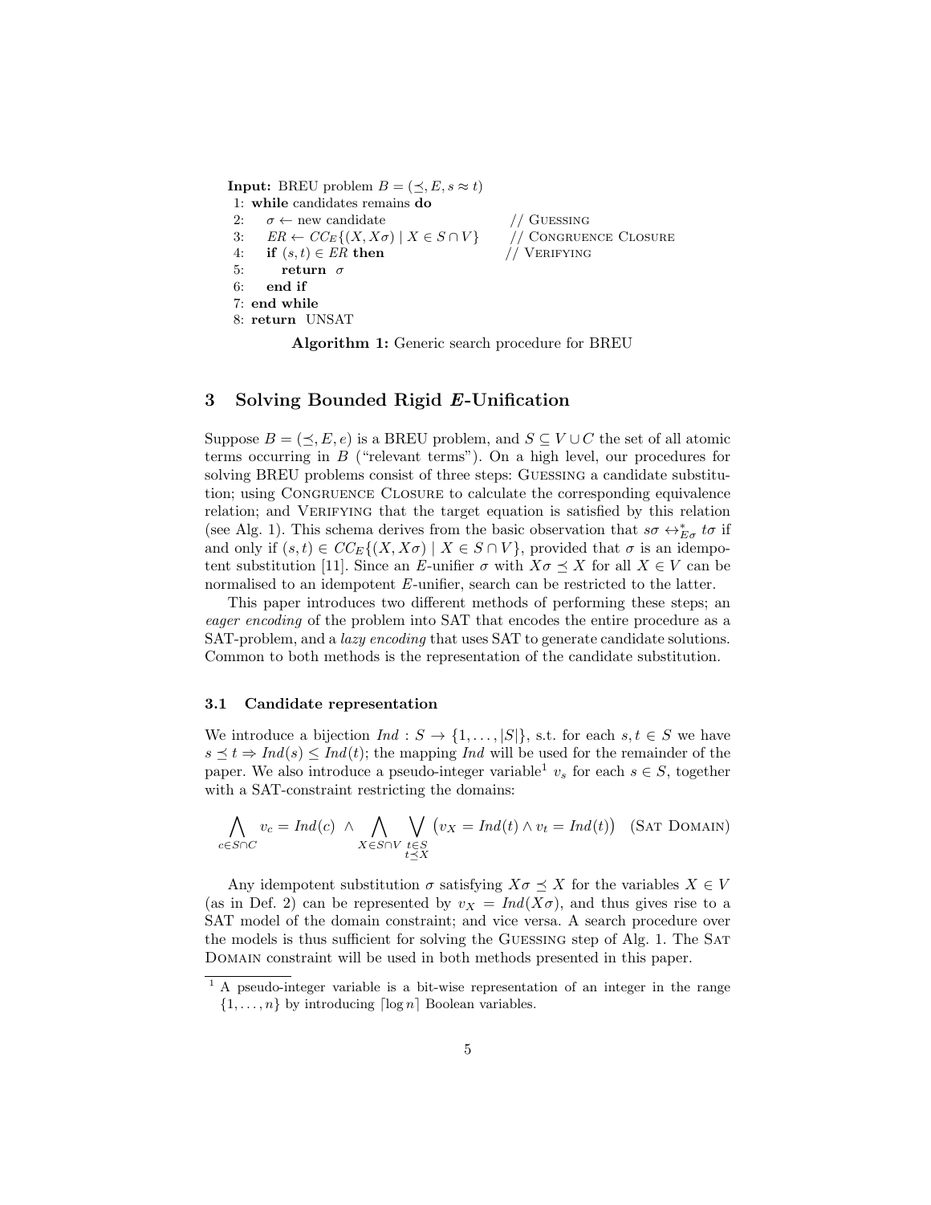```
Input: BREU problem B = (⪯, E, s ≈ t)
1: while candidates remains do
2:    σ ← new candidate                          // Guessing
3:    ER ← CC_E{(X, Xσ) | X ∈ S ∩ V}             // Congruence Closure
4:    if (s, t) ∈ ER then                        // Verifying
5:       return σ
6:    end if
7: end while
8: return UNSAT
```

**Algorithm 1:** Generic search procedure for BREU

## 3 Solving Bounded Rigid *E*-Unification

Suppose $B = (\preceq, E, e)$ is a BREU problem, and $S \subseteq V \cup C$ the set of all atomic terms occurring in $B$ ("relevant terms"). On a high level, our procedures for solving BREU problems consist of three steps: Guessing a candidate substitution; using Congruence Closure to calculate the corresponding equivalence relation; and Verifying that the target equation is satisfied by this relation (see Alg. 1). This schema derives from the basic observation that $s\sigma \leftrightarrow^*_{E\sigma} t\sigma$ if and only if $(s,t) \in CC_E\{(X, X\sigma) \mid X \in S \cap V\}$, provided that $\sigma$ is an idempotent substitution [11]. Since an $E$-unifier $\sigma$ with $X\sigma \preceq X$ for all $X \in V$ can be normalised to an idempotent $E$-unifier, search can be restricted to the latter.

This paper introduces two different methods of performing these steps; an *eager encoding* of the problem into SAT that encodes the entire procedure as a SAT-problem, and a *lazy encoding* that uses SAT to generate candidate solutions. Common to both methods is the representation of the candidate substitution.

### 3.1 Candidate representation

We introduce a bijection $Ind : S \to \{1, \ldots, |S|\}$, s.t. for each $s, t \in S$ we have $s \preceq t \Rightarrow Ind(s) \leq Ind(t)$; the mapping $Ind$ will be used for the remainder of the paper. We also introduce a pseudo-integer variable[1] $v_s$ for each $s \in S$, together with a SAT-constraint restricting the domains:

$$\bigwedge_{c \in S \cap C} v_c = Ind(c) \;\wedge \bigwedge_{X \in S \cap V} \bigvee_{\substack{t \in S \\ t \preceq X}} \big(v_X = Ind(t) \wedge v_t = Ind(t)\big) \quad \text{(Sat Domain)}$$

Any idempotent substitution $\sigma$ satisfying $X\sigma \preceq X$ for the variables $X \in V$ (as in Def. 2) can be represented by $v_X = Ind(X\sigma)$, and thus gives rise to a SAT model of the domain constraint; and vice versa. A search procedure over the models is thus sufficient for solving the Guessing step of Alg. 1. The Sat Domain constraint will be used in both methods presented in this paper.

[1] A pseudo-integer variable is a bit-wise representation of an integer in the range $\{1, \ldots, n\}$ by introducing $\lceil \log n \rceil$ Boolean variables.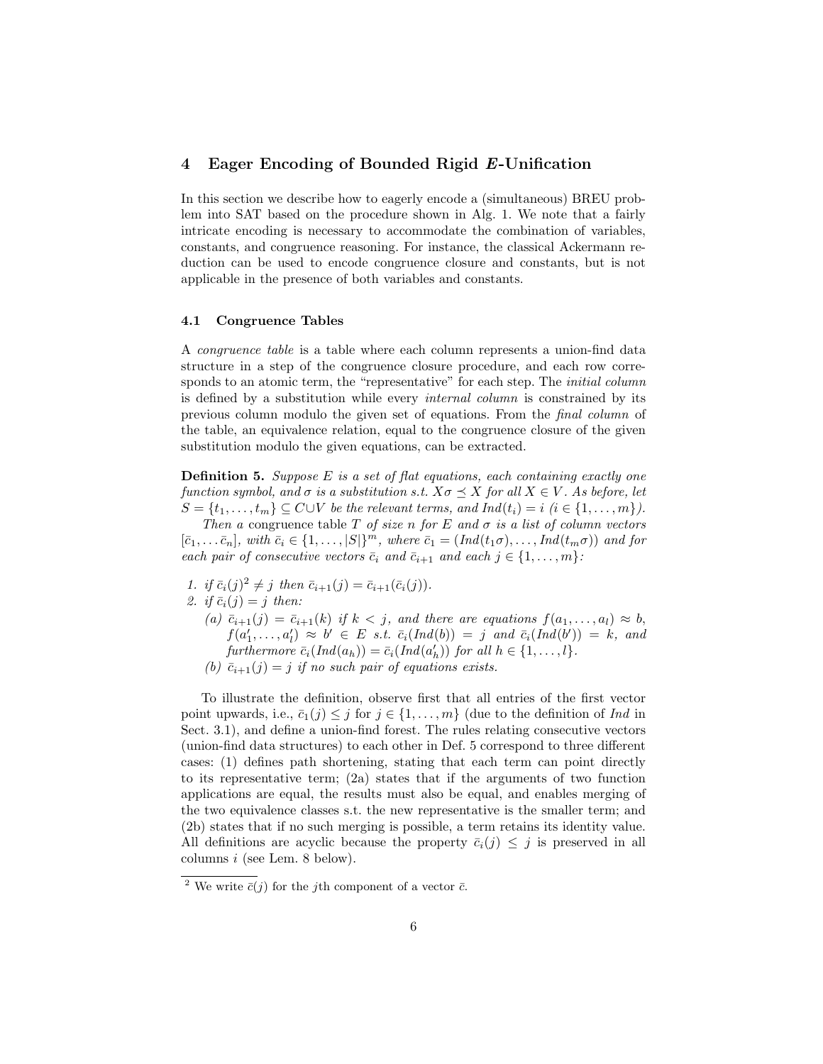## 4 Eager Encoding of Bounded Rigid *E*-Unification

In this section we describe how to eagerly encode a (simultaneous) BREU problem into SAT based on the procedure shown in Alg. 1. We note that a fairly intricate encoding is necessary to accommodate the combination of variables, constants, and congruence reasoning. For instance, the classical Ackermann reduction can be used to encode congruence closure and constants, but is not applicable in the presence of both variables and constants.

### 4.1 Congruence Tables

A *congruence table* is a table where each column represents a union-find data structure in a step of the congruence closure procedure, and each row corresponds to an atomic term, the "representative" for each step. The *initial column* is defined by a substitution while every *internal column* is constrained by its previous column modulo the given set of equations. From the *final column* of the table, an equivalence relation, equal to the congruence closure of the given substitution modulo the given equations, can be extracted.

**Definition 5.** *Suppose $E$ is a set of flat equations, each containing exactly one function symbol, and $\sigma$ is a substitution s.t. $X\sigma \preceq X$ for all $X \in V$. As before, let $S = \{t_1, \dots, t_m\} \subseteq C \cup V$ be the relevant terms, and $Ind(t_i) = i$ ($i \in \{1, \dots, m\}$).*

*Then a* congruence table *$T$ of size $n$ for $E$ and $\sigma$ is a list of column vectors $[\bar{c}_1, \dots \bar{c}_n]$, with $\bar{c}_i \in \{1, \dots, |S|\}^m$, where $\bar{c}_1 = (Ind(t_1\sigma), \dots, Ind(t_m\sigma))$ and for each pair of consecutive vectors $\bar{c}_i$ and $\bar{c}_{i+1}$ and each $j \in \{1, \dots, m\}$:*

1. *if $\bar{c}_i(j)$*[2] *$\neq j$ then $\bar{c}_{i+1}(j) = \bar{c}_{i+1}(\bar{c}_i(j))$.*
2. *if $\bar{c}_i(j) = j$ then:*
   (a) *$\bar{c}_{i+1}(j) = \bar{c}_{i+1}(k)$ if $k < j$, and there are equations $f(a_1, \dots, a_l) \approx b$, $f(a'_1, \dots, a'_l) \approx b' \in E$ s.t. $\bar{c}_i(Ind(b)) = j$ and $\bar{c}_i(Ind(b')) = k$, and furthermore $\bar{c}_i(Ind(a_h)) = \bar{c}_i(Ind(a'_h))$ for all $h \in \{1, \dots, l\}$.*
   (b) *$\bar{c}_{i+1}(j) = j$ if no such pair of equations exists.*

To illustrate the definition, observe first that all entries of the first vector point upwards, i.e., $\bar{c}_1(j) \leq j$ for $j \in \{1, \dots, m\}$ (due to the definition of $Ind$ in Sect. 3.1), and define a union-find forest. The rules relating consecutive vectors (union-find data structures) to each other in Def. 5 correspond to three different cases: (1) defines path shortening, stating that each term can point directly to its representative term; (2a) states that if the arguments of two function applications are equal, the results must also be equal, and enables merging of the two equivalence classes s.t. the new representative is the smaller term; and (2b) states that if no such merging is possible, a term retains its identity value. All definitions are acyclic because the property $\bar{c}_i(j) \leq j$ is preserved in all columns $i$ (see Lem. 8 below).

[2] We write $\bar{c}(j)$ for the $j$th component of a vector $\bar{c}$.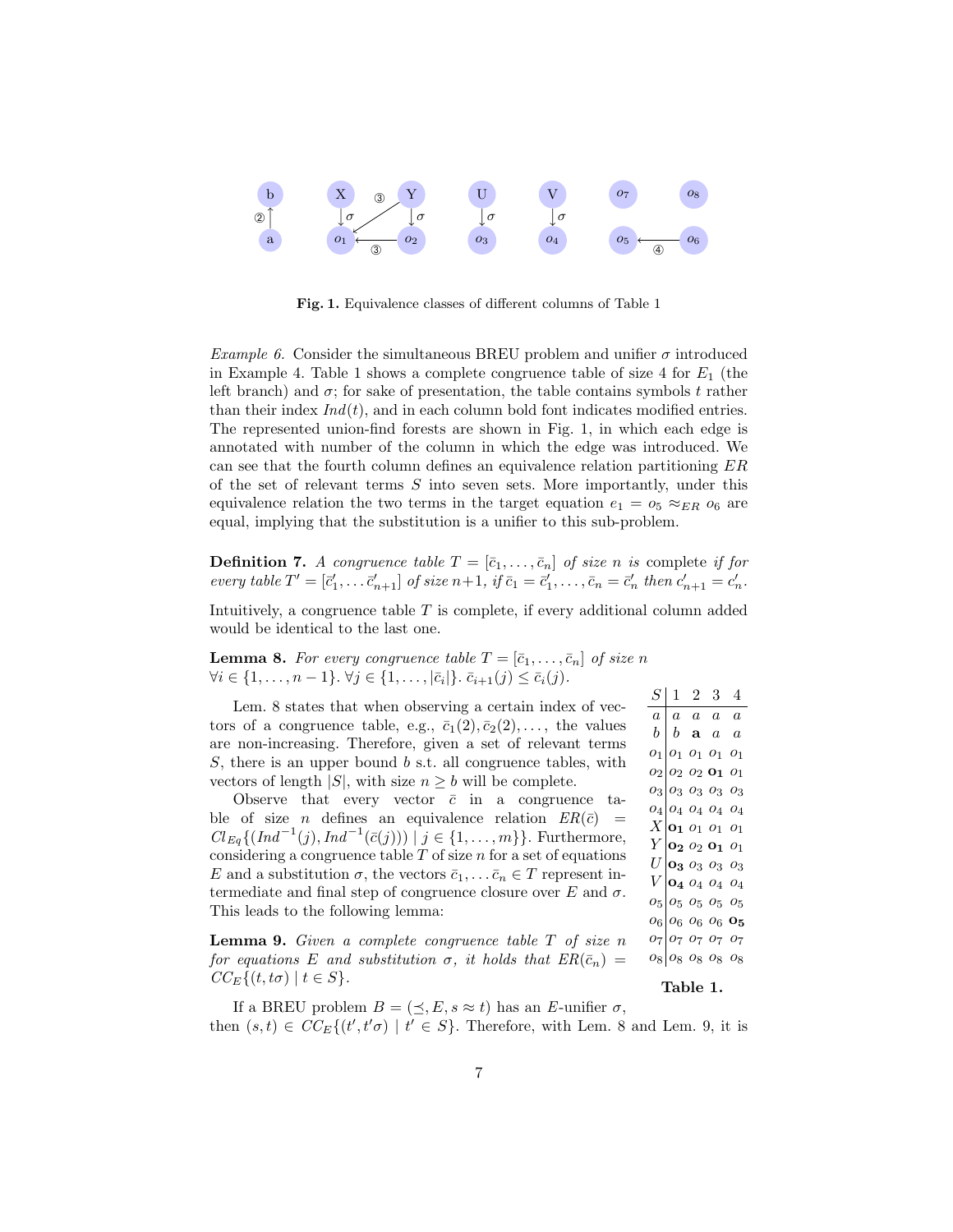**Fig. 1.** Equivalence classes of different columns of Table 1

*Example 6.* Consider the simultaneous BREU problem and unifier $\sigma$ introduced in Example 4. Table 1 shows a complete congruence table of size 4 for $E_1$ (the left branch) and $\sigma$; for sake of presentation, the table contains symbols $t$ rather than their index $Ind(t)$, and in each column bold font indicates modified entries. The represented union-find forests are shown in Fig. 1, in which each edge is annotated with number of the column in which the edge was introduced. We can see that the fourth column defines an equivalence relation partitioning $ER$ of the set of relevant terms $S$ into seven sets. More importantly, under this equivalence relation the two terms in the target equation $e_1 = o_5 \approx_{ER} o_6$ are equal, implying that the substitution is a unifier to this sub-problem.

**Definition 7.** *A congruence table $T = [\bar{c}_1, \ldots, \bar{c}_n]$ of size $n$ is* complete *if for every table $T' = [\bar{c}'_1, \ldots \bar{c}'_{n+1}]$ of size $n+1$, if $\bar{c}_1 = \bar{c}'_1, \ldots, \bar{c}_n = \bar{c}'_n$ then $c'_{n+1} = c'_n$.*

Intuitively, a congruence table $T$ is complete, if every additional column added would be identical to the last one.

**Lemma 8.** *For every congruence table $T = [\bar{c}_1, \ldots, \bar{c}_n]$ of size $n$ $\forall i \in \{1, \ldots, n-1\}. \forall j \in \{1, \ldots, |\bar{c}_i|\}. \bar{c}_{i+1}(j) \leq \bar{c}_i(j)$.*

Lem. 8 states that when observing a certain index of vectors of a congruence table, e.g., $\bar{c}_1(2), \bar{c}_2(2), \ldots$, the values are non-increasing. Therefore, given a set of relevant terms $S$, there is an upper bound $b$ s.t. all congruence tables, with vectors of length $|S|$, with size $n \geq b$ will be complete.

Observe that every vector $\bar{c}$ in a congruence table of size $n$ defines an equivalence relation $ER(\bar{c}) = Cl_{Eq}\{(Ind^{-1}(j), Ind^{-1}(\bar{c}(j))) \mid j \in \{1, \ldots, m\}\}$. Furthermore, considering a congruence table $T$ of size $n$ for a set of equations $E$ and a substitution $\sigma$, the vectors $\bar{c}_1, \ldots \bar{c}_n \in T$ represent intermediate and final step of congruence closure over $E$ and $\sigma$. This leads to the following lemma:

| $S$ | 1 | 2 | 3 | 4 |
|---|---|---|---|---|
| $a$ | $a$ | $a$ | $a$ | $a$ |
| $b$ | $b$ | $\mathbf{a}$ | $a$ | $a$ |
| $o_1$ | $o_1$ | $o_1$ | $o_1$ | $o_1$ |
| $o_2$ | $o_2$ | $o_2$ | $\mathbf{o_1}$ | $o_1$ |
| $o_3$ | $o_3$ | $o_3$ | $o_3$ | $o_3$ |
| $o_4$ | $o_4$ | $o_4$ | $o_4$ | $o_4$ |
| $X$ | $\mathbf{o_1}$ | $o_1$ | $o_1$ | $o_1$ |
| $Y$ | $\mathbf{o_2}$ | $o_2$ | $\mathbf{o_1}$ | $o_1$ |
| $U$ | $\mathbf{o_3}$ | $o_3$ | $o_3$ | $o_3$ |
| $V$ | $\mathbf{o_4}$ | $o_4$ | $o_4$ | $o_4$ |
| $o_5$ | $o_5$ | $o_5$ | $o_5$ | $o_5$ |
| $o_6$ | $o_6$ | $o_6$ | $o_6$ | $\mathbf{o_5}$ |
| $o_7$ | $o_7$ | $o_7$ | $o_7$ | $o_7$ |
| $o_8$ | $o_8$ | $o_8$ | $o_8$ | $o_8$ |

**Table 1.**

**Lemma 9.** *Given a complete congruence table $T$ of size $n$ for equations $E$ and substitution $\sigma$, it holds that $ER(\bar{c}_n) = CC_E\{(t, t\sigma) \mid t \in S\}$.*

If a BREU problem $B = (\preceq, E, s \approx t)$ has an $E$-unifier $\sigma$, then $(s, t) \in CC_E\{(t', t'\sigma) \mid t' \in S\}$. Therefore, with Lem. 8 and Lem. 9, it is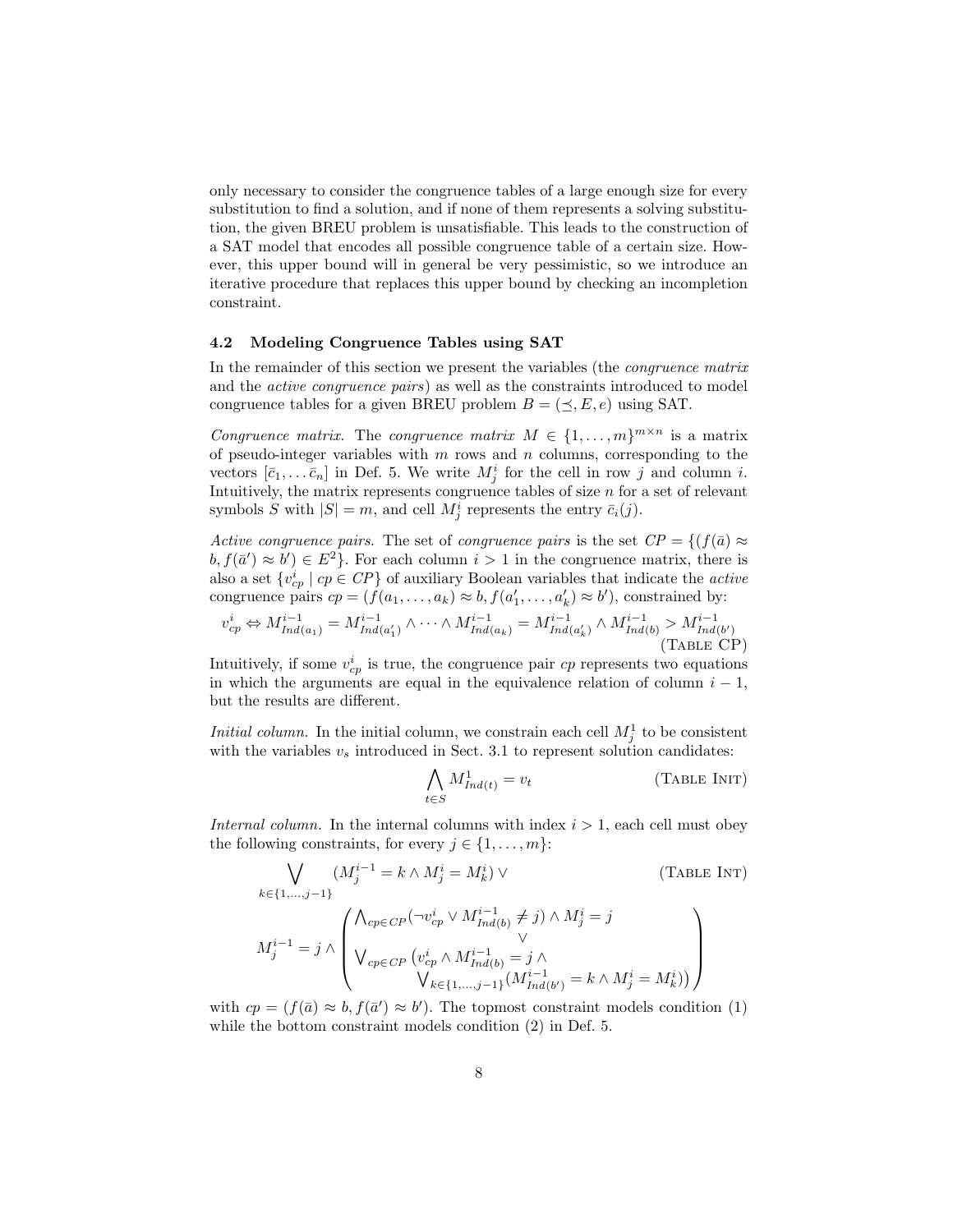only necessary to consider the congruence tables of a large enough size for every substitution to find a solution, and if none of them represents a solving substitution, the given BREU problem is unsatisfiable. This leads to the construction of a SAT model that encodes all possible congruence table of a certain size. However, this upper bound will in general be very pessimistic, so we introduce an iterative procedure that replaces this upper bound by checking an incompletion constraint.

### 4.2 Modeling Congruence Tables using SAT

In the remainder of this section we present the variables (the *congruence matrix* and the *active congruence pairs*) as well as the constraints introduced to model congruence tables for a given BREU problem $B = (\preceq, E, e)$ using SAT.

*Congruence matrix.* The *congruence matrix* $M \in \{1, \ldots, m\}^{m \times n}$ is a matrix of pseudo-integer variables with $m$ rows and $n$ columns, corresponding to the vectors $[\bar{c}_1, \ldots \bar{c}_n]$ in Def. 5. We write $M^i_j$ for the cell in row $j$ and column $i$. Intuitively, the matrix represents congruence tables of size $n$ for a set of relevant symbols $S$ with $|S| = m$, and cell $M^i_j$ represents the entry $\bar{c}_i(j)$.

*Active congruence pairs.* The set of *congruence pairs* is the set $CP = \{(f(\bar{a}) \approx b, f(\bar{a}') \approx b') \in E^2\}$. For each column $i > 1$ in the congruence matrix, there is also a set $\{v^i_{cp} \mid cp \in CP\}$ of auxiliary Boolean variables that indicate the *active* congruence pairs $cp = (f(a_1, \ldots, a_k) \approx b, f(a'_1, \ldots, a'_k) \approx b')$, constrained by:

$$v^i_{cp} \Leftrightarrow M^{i-1}_{Ind(a_1)} = M^{i-1}_{Ind(a'_1)} \wedge \cdots \wedge M^{i-1}_{Ind(a_k)} = M^{i-1}_{Ind(a'_k)} \wedge M^{i-1}_{Ind(b)} > M^{i-1}_{Ind(b')} \qquad \text{(Table CP)}$$

Intuitively, if some $v^i_{cp}$ is true, the congruence pair $cp$ represents two equations in which the arguments are equal in the equivalence relation of column $i - 1$, but the results are different.

*Initial column.* In the initial column, we constrain each cell $M^1_j$ to be consistent with the variables $v_s$ introduced in Sect. 3.1 to represent solution candidates:

$$\bigwedge_{t \in S} M^1_{Ind(t)} = v_t \qquad \text{(Table Init)}$$

*Internal column.* In the internal columns with index $i > 1$, each cell must obey the following constraints, for every $j \in \{1, \ldots, m\}$:

$$\bigvee_{k \in \{1, \ldots, j-1\}} (M^{i-1}_j = k \wedge M^i_j = M^i_k) \vee \qquad \text{(Table Int)}$$

$$M^{i-1}_j = j \wedge \left( \begin{array}{c} \bigwedge_{cp \in CP} (\neg v^i_{cp} \vee M^{i-1}_{Ind(b)} \neq j) \wedge M^i_j = j \\ \vee \\ \bigvee_{cp \in CP} \big( v^i_{cp} \wedge M^{i-1}_{Ind(b)} = j \wedge \\ \quad \bigvee_{k \in \{1, \ldots, j-1\}} (M^{i-1}_{Ind(b')} = k \wedge M^i_j = M^i_k) \big) \end{array} \right)$$

with $cp = (f(\bar{a}) \approx b, f(\bar{a}') \approx b')$. The topmost constraint models condition (1) while the bottom constraint models condition (2) in Def. 5.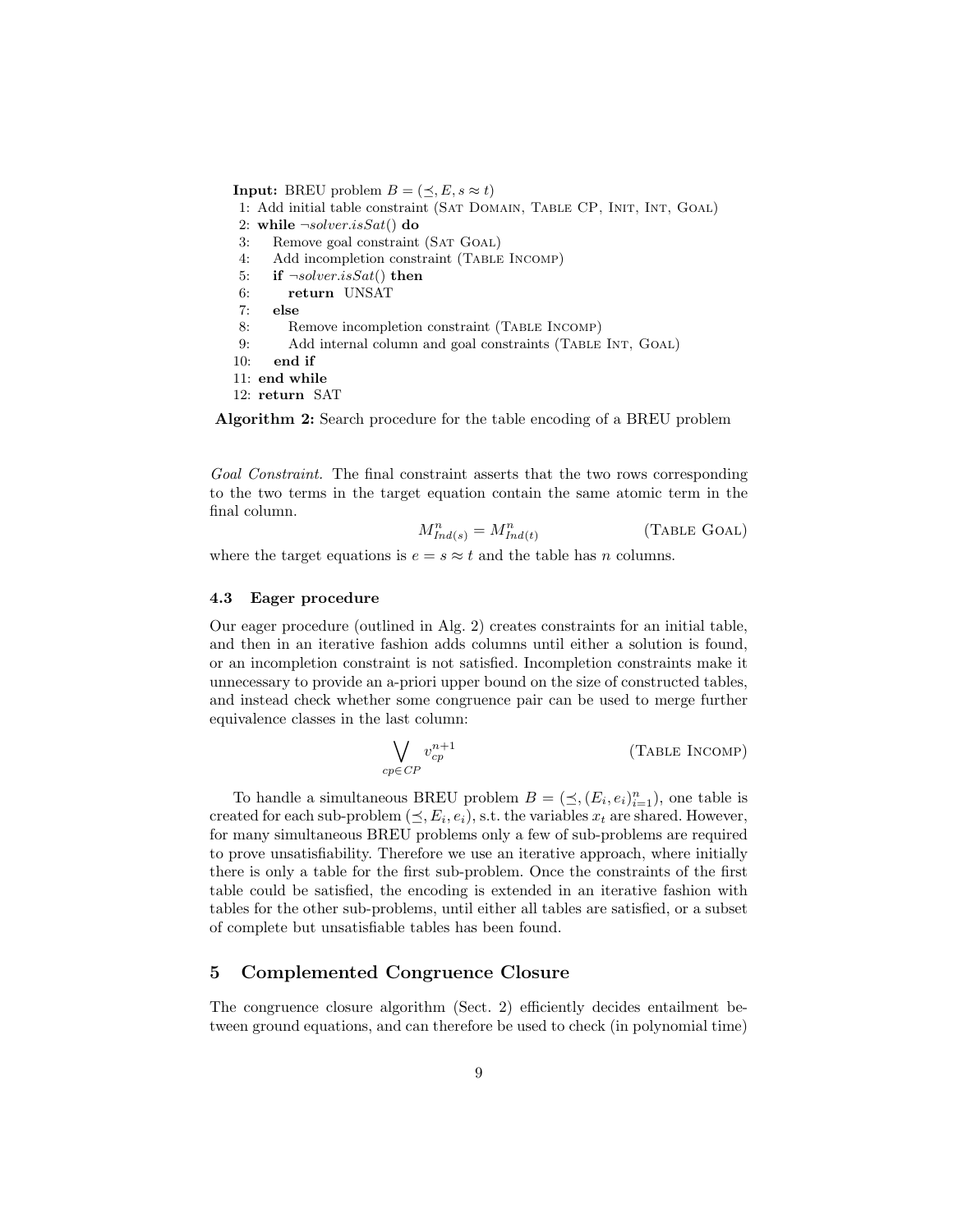```
Input: BREU problem B = (⪯, E, s ≈ t)
 1: Add initial table constraint (SAT DOMAIN, TABLE CP, INIT, INT, GOAL)
 2: while ¬solver.isSat() do
 3:    Remove goal constraint (SAT GOAL)
 4:    Add incompletion constraint (TABLE INCOMP)
 5:    if ¬solver.isSat() then
 6:       return UNSAT
 7:    else
 8:       Remove incompletion constraint (TABLE INCOMP)
 9:       Add internal column and goal constraints (TABLE INT, GOAL)
10:    end if
11: end while
12: return SAT
```

**Algorithm 2:** Search procedure for the table encoding of a BREU problem

*Goal Constraint.* The final constraint asserts that the two rows corresponding to the two terms in the target equation contain the same atomic term in the final column.

$$M^n_{Ind(s)} = M^n_{Ind(t)} \qquad \text{(TABLE GOAL)}$$

where the target equations is $e = s \approx t$ and the table has $n$ columns.

### 4.3 Eager procedure

Our eager procedure (outlined in Alg. 2) creates constraints for an initial table, and then in an iterative fashion adds columns until either a solution is found, or an incompletion constraint is not satisfied. Incompletion constraints make it unnecessary to provide an a-priori upper bound on the size of constructed tables, and instead check whether some congruence pair can be used to merge further equivalence classes in the last column:

$$\bigvee_{cp \in CP} v^{n+1}_{cp} \qquad \text{(TABLE INCOMP)}$$

To handle a simultaneous BREU problem $B = (\preceq, (E_i, e_i)^n_{i=1})$, one table is created for each sub-problem $(\preceq, E_i, e_i)$, s.t. the variables $x_t$ are shared. However, for many simultaneous BREU problems only a few of sub-problems are required to prove unsatisfiability. Therefore we use an iterative approach, where initially there is only a table for the first sub-problem. Once the constraints of the first table could be satisfied, the encoding is extended in an iterative fashion with tables for the other sub-problems, until either all tables are satisfied, or a subset of complete but unsatisfiable tables has been found.

## 5 Complemented Congruence Closure

The congruence closure algorithm (Sect. 2) efficiently decides entailment between ground equations, and can therefore be used to check (in polynomial time)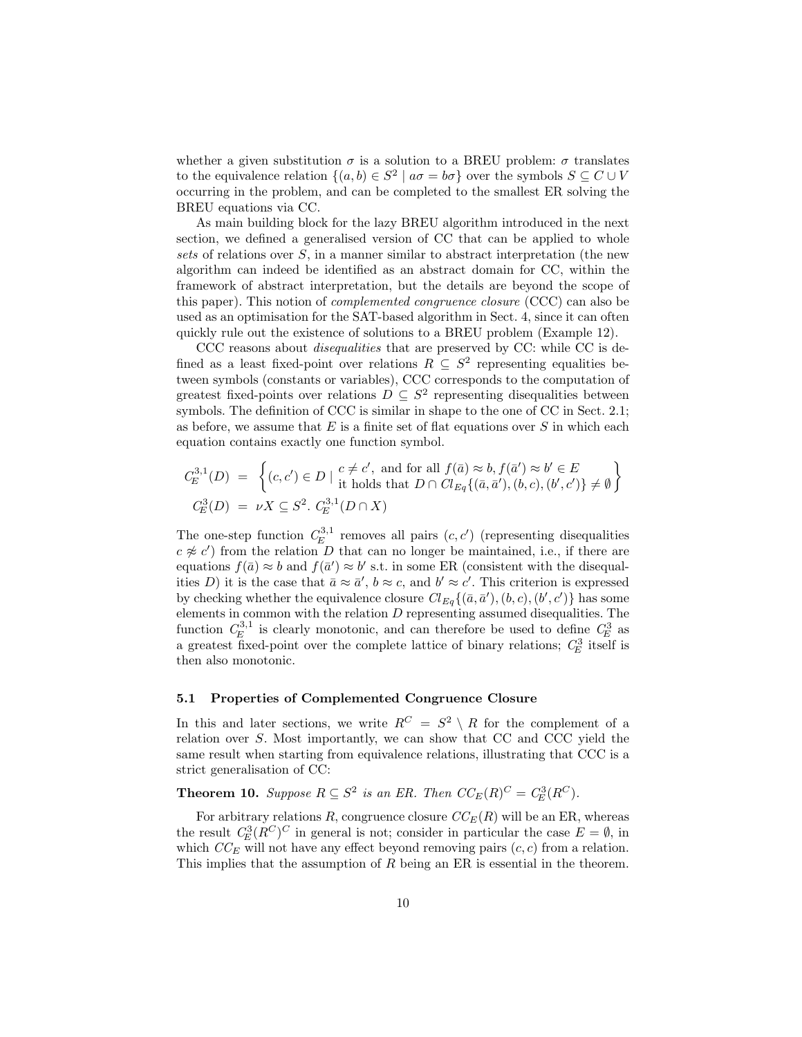whether a given substitution $\sigma$ is a solution to a BREU problem: $\sigma$ translates to the equivalence relation $\{(a, b) \in S^2 \mid a\sigma = b\sigma\}$ over the symbols $S \subseteq C \cup V$ occurring in the problem, and can be completed to the smallest ER solving the BREU equations via CC.

As main building block for the lazy BREU algorithm introduced in the next section, we defined a generalised version of CC that can be applied to whole *sets* of relations over $S$, in a manner similar to abstract interpretation (the new algorithm can indeed be identified as an abstract domain for CC, within the framework of abstract interpretation, but the details are beyond the scope of this paper). This notion of *complemented congruence closure* (CCC) can also be used as an optimisation for the SAT-based algorithm in Sect. 4, since it can often quickly rule out the existence of solutions to a BREU problem (Example 12).

CCC reasons about *disequalities* that are preserved by CC: while CC is defined as a least fixed-point over relations $R \subseteq S^2$ representing equalities between symbols (constants or variables), CCC corresponds to the computation of greatest fixed-points over relations $D \subseteq S^2$ representing disequalities between symbols. The definition of CCC is similar in shape to the one of CC in Sect. 2.1; as before, we assume that $E$ is a finite set of flat equations over $S$ in which each equation contains exactly one function symbol.

$$
\begin{aligned}
C_E^{3,1}(D) &= \left\{ (c, c') \in D \mid \begin{array}{l} c \neq c', \text{ and for all } f(\bar{a}) \approx b, f(\bar{a}') \approx b' \in E \\ \text{it holds that } D \cap Cl_{Eq}\{(\bar{a}, \bar{a}'), (b, c), (b', c')\} \neq \emptyset \end{array} \right\} \\
C_E^3(D) &= \nu X \subseteq S^2.\ C_E^{3,1}(D \cap X)
\end{aligned}
$$

The one-step function $C_E^{3,1}$ removes all pairs $(c, c')$ (representing disequalities $c \not\approx c'$) from the relation $D$ that can no longer be maintained, i.e., if there are equations $f(\bar{a}) \approx b$ and $f(\bar{a}') \approx b'$ s.t. in some ER (consistent with the disequalities $D$) it is the case that $\bar{a} \approx \bar{a}'$, $b \approx c$, and $b' \approx c'$. This criterion is expressed by checking whether the equivalence closure $Cl_{Eq}\{(\bar{a}, \bar{a}'), (b, c), (b', c')\}$ has some elements in common with the relation $D$ representing assumed disequalities. The function $C_E^{3,1}$ is clearly monotonic, and can therefore be used to define $C_E^3$ as a greatest fixed-point over the complete lattice of binary relations; $C_E^3$ itself is then also monotonic.

### 5.1 Properties of Complemented Congruence Closure

In this and later sections, we write $R^C = S^2 \setminus R$ for the complement of a relation over $S$. Most importantly, we can show that CC and CCC yield the same result when starting from equivalence relations, illustrating that CCC is a strict generalisation of CC:

**Theorem 10.** *Suppose $R \subseteq S^2$ is an ER. Then $CC_E(R)^C = C_E^3(R^C)$.*

For arbitrary relations $R$, congruence closure $CC_E(R)$ will be an ER, whereas the result $C_E^3(R^C)^C$ in general is not; consider in particular the case $E = \emptyset$, in which $CC_E$ will not have any effect beyond removing pairs $(c, c)$ from a relation. This implies that the assumption of $R$ being an ER is essential in the theorem.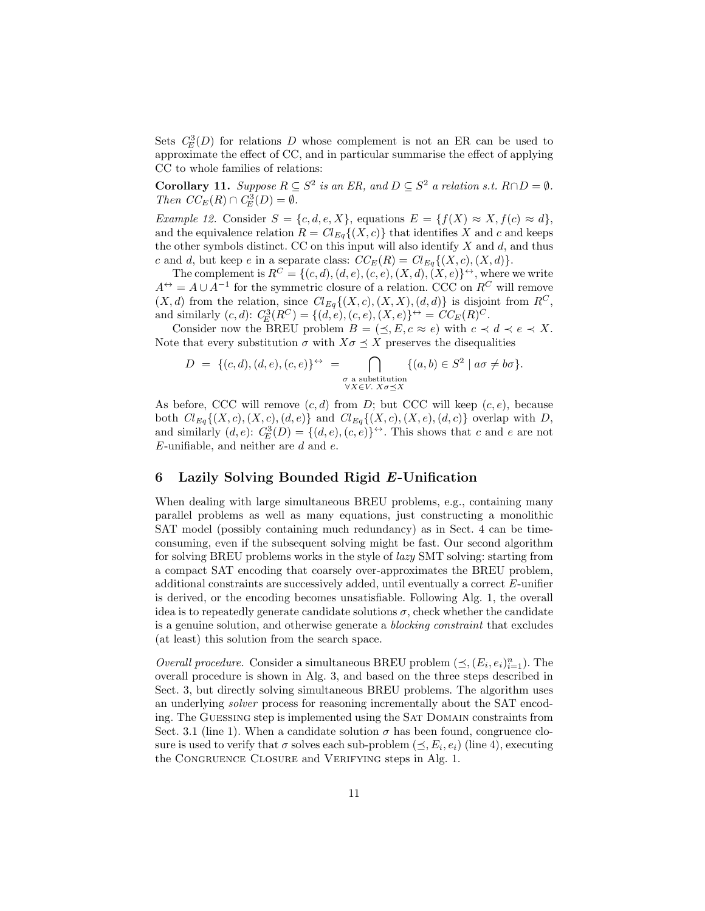Sets $C^3_E(D)$ for relations $D$ whose complement is not an ER can be used to approximate the effect of CC, and in particular summarise the effect of applying CC to whole families of relations:

**Corollary 11.** *Suppose $R \subseteq S^2$ is an ER, and $D \subseteq S^2$ a relation s.t. $R \cap D = \emptyset$. Then $CC_E(R) \cap C^3_E(D) = \emptyset$.*

*Example 12.* Consider $S = \{c, d, e, X\}$, equations $E = \{f(X) \approx X, f(c) \approx d\}$, and the equivalence relation $R = Cl_{Eq}\{(X, c)\}$ that identifies $X$ and $c$ and keeps the other symbols distinct. CC on this input will also identify $X$ and $d$, and thus $c$ and $d$, but keep $e$ in a separate class: $CC_E(R) = Cl_{Eq}\{(X, c), (X, d)\}$.

The complement is $R^C = \{(c, d), (d, e), (c, e), (X, d), (X, e)\}^{\leftrightarrow}$, where we write $A^{\leftrightarrow} = A \cup A^{-1}$ for the symmetric closure of a relation. CCC on $R^C$ will remove $(X, d)$ from the relation, since $Cl_{Eq}\{(X, c), (X, X), (d, d)\}$ is disjoint from $R^C$, and similarly $(c, d)$: $C^3_E(R^C) = \{(d, e), (c, e), (X, e)\}^{\leftrightarrow} = CC_E(R)^C$.

Consider now the BREU problem $B = (\preceq, E, c \approx e)$ with $c \prec d \prec e \prec X$. Note that every substitution $\sigma$ with $X\sigma \preceq X$ preserves the disequalities

$$D \;=\; \{(c, d), (d, e), (c, e)\}^{\leftrightarrow} \;=\; \bigcap_{\substack{\sigma \text{ a substitution} \\ \forall X \in V.\ X\sigma \preceq X}} \{(a, b) \in S^2 \mid a\sigma \neq b\sigma\}.$$

As before, CCC will remove $(c, d)$ from $D$; but CCC will keep $(c, e)$, because both $Cl_{Eq}\{(X, c), (X, c), (d, e)\}$ and $Cl_{Eq}\{(X, c), (X, e), (d, c)\}$ overlap with $D$, and similarly $(d, e)$: $C^3_E(D) = \{(d, e), (c, e)\}^{\leftrightarrow}$. This shows that $c$ and $e$ are not $E$-unifiable, and neither are $d$ and $e$.

## 6 Lazily Solving Bounded Rigid *E*-Unification

When dealing with large simultaneous BREU problems, e.g., containing many parallel problems as well as many equations, just constructing a monolithic SAT model (possibly containing much redundancy) as in Sect. 4 can be time-consuming, even if the subsequent solving might be fast. Our second algorithm for solving BREU problems works in the style of *lazy* SMT solving: starting from a compact SAT encoding that coarsely over-approximates the BREU problem, additional constraints are successively added, until eventually a correct $E$-unifier is derived, or the encoding becomes unsatisfiable. Following Alg. 1, the overall idea is to repeatedly generate candidate solutions $\sigma$, check whether the candidate is a genuine solution, and otherwise generate a *blocking constraint* that excludes (at least) this solution from the search space.

*Overall procedure.* Consider a simultaneous BREU problem $(\preceq, (E_i, e_i)_{i=1}^n)$. The overall procedure is shown in Alg. 3, and based on the three steps described in Sect. 3, but directly solving simultaneous BREU problems. The algorithm uses an underlying *solver* process for reasoning incrementally about the SAT encoding. The Guessing step is implemented using the Sat Domain constraints from Sect. 3.1 (line 1). When a candidate solution $\sigma$ has been found, congruence closure is used to verify that $\sigma$ solves each sub-problem $(\preceq, E_i, e_i)$ (line 4), executing the Congruence Closure and Verifying steps in Alg. 1.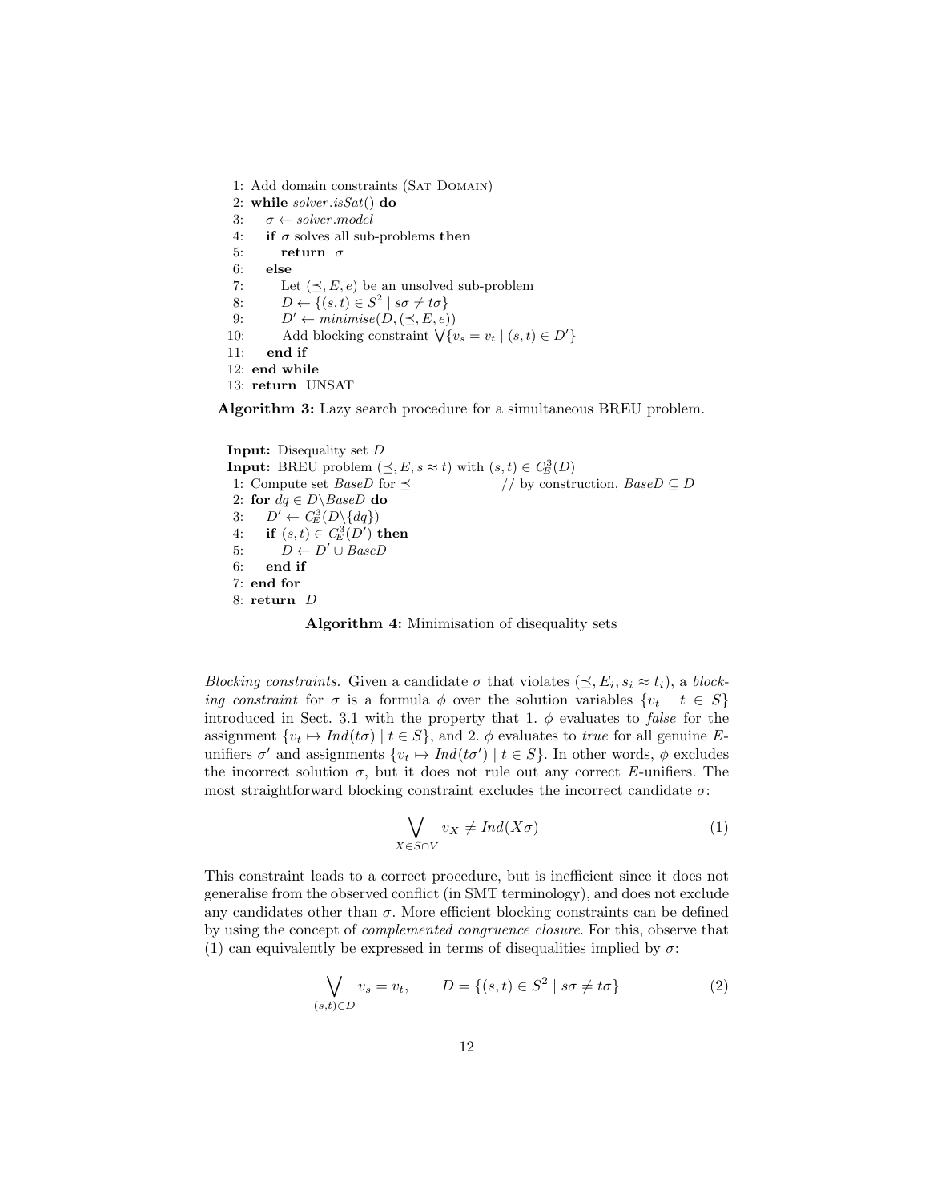```
1: Add domain constraints (Sat Domain)
2: while solver.isSat() do
3:    σ ← solver.model
4:    if σ solves all sub-problems then
5:       return σ
6:    else
7:       Let (⪯, E, e) be an unsolved sub-problem
8:       D ← {(s, t) ∈ S^2 | sσ ≠ tσ}
9:       D' ← minimise(D, (⪯, E, e))
10:      Add blocking constraint ⋁{v_s = v_t | (s, t) ∈ D'}
11:    end if
12: end while
13: return UNSAT
```

**Algorithm 3:** Lazy search procedure for a simultaneous BREU problem.

```
Input: Disequality set D
Input: BREU problem (⪯, E, s ≈ t) with (s, t) ∈ C_E^3(D)
1: Compute set BaseD for ⪯                    // by construction, BaseD ⊆ D
2: for dq ∈ D\BaseD do
3:    D' ← C_E^3(D\{dq})
4:    if (s, t) ∈ C_E^3(D') then
5:       D ← D' ∪ BaseD
6:    end if
7: end for
8: return D
```

**Algorithm 4:** Minimisation of disequality sets

*Blocking constraints.* Given a candidate $\sigma$ that violates $(\preceq, E_i, s_i \approx t_i)$, a *blocking constraint* for $\sigma$ is a formula $\phi$ over the solution variables $\{v_t \mid t \in S\}$ introduced in Sect. 3.1 with the property that 1. $\phi$ evaluates to *false* for the assignment $\{v_t \mapsto Ind(t\sigma) \mid t \in S\}$, and 2. $\phi$ evaluates to *true* for all genuine $E$-unifiers $\sigma'$ and assignments $\{v_t \mapsto Ind(t\sigma') \mid t \in S\}$. In other words, $\phi$ excludes the incorrect solution $\sigma$, but it does not rule out any correct $E$-unifiers. The most straightforward blocking constraint excludes the incorrect candidate $\sigma$:

$$\bigvee_{X \in S \cap V} v_X \neq Ind(X\sigma) \tag{1}$$

This constraint leads to a correct procedure, but is inefficient since it does not generalise from the observed conflict (in SMT terminology), and does not exclude any candidates other than $\sigma$. More efficient blocking constraints can be defined by using the concept of *complemented congruence closure*. For this, observe that (1) can equivalently be expressed in terms of disequalities implied by $\sigma$:

$$\bigvee_{(s,t) \in D} v_s = v_t, \qquad D = \{(s,t) \in S^2 \mid s\sigma \neq t\sigma\} \tag{2}$$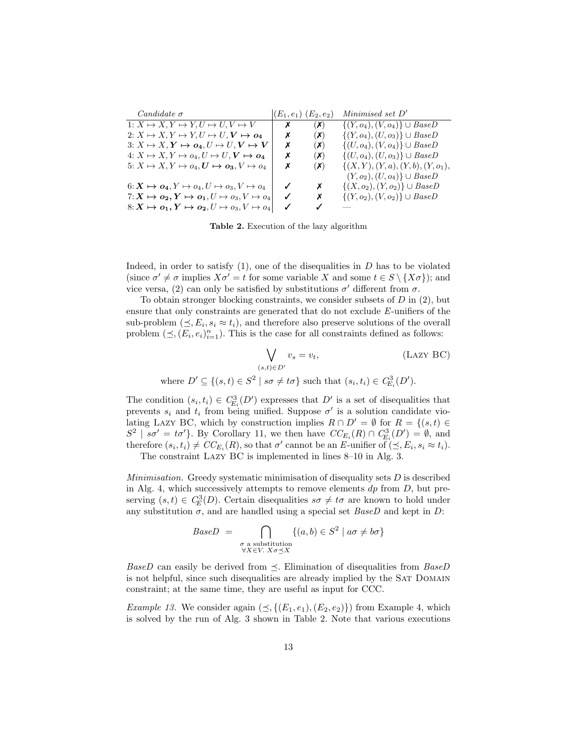| *Candidate* $\sigma$ | $(E_1, e_1)$ | $(E_2, e_2)$ | *Minimised set* $D'$ |
|---|---|---|---|
| 1: $X \mapsto X, Y \mapsto Y, U \mapsto U, V \mapsto V$ | ✗ | (✗) | $\{(Y, o_4), (V, o_4)\} \cup \mathit{BaseD}$ |
| 2: $X \mapsto X, Y \mapsto Y, U \mapsto U, \boldsymbol{V \mapsto o_4}$ | ✗ | (✗) | $\{(Y, o_4), (U, o_3)\} \cup \mathit{BaseD}$ |
| 3: $X \mapsto X, \boldsymbol{Y \mapsto o_4}, U \mapsto U, \boldsymbol{V \mapsto V}$ | ✗ | (✗) | $\{(U, o_4), (V, o_4)\} \cup \mathit{BaseD}$ |
| 4: $X \mapsto X, Y \mapsto o_4, U \mapsto U, \boldsymbol{V \mapsto o_4}$ | ✗ | (✗) | $\{(U, o_4), (U, o_3)\} \cup \mathit{BaseD}$ |
| 5: $X \mapsto X, Y \mapsto o_4, \boldsymbol{U \mapsto o_3}, V \mapsto o_4$ | ✗ | (✗) | $\{(X, Y), (Y, a), (Y, b), (Y, o_1), (Y, o_2), (U, o_4)\} \cup \mathit{BaseD}$ |
| 6: $\boldsymbol{X \mapsto o_4}, Y \mapsto o_4, U \mapsto o_3, V \mapsto o_4$ | ✓ | ✗ | $\{(X, o_2), (Y, o_2)\} \cup \mathit{BaseD}$ |
| 7: $\boldsymbol{X \mapsto o_2}, \boldsymbol{Y \mapsto o_1}, U \mapsto o_3, V \mapsto o_4$ | ✓ | ✗ | $\{(Y, o_2), (V, o_2)\} \cup \mathit{BaseD}$ |
| 8: $\boldsymbol{X \mapsto o_1}, \boldsymbol{Y \mapsto o_2}, U \mapsto o_3, V \mapsto o_4$ | ✓ | ✓ | — |

**Table 2.** Execution of the lazy algorithm

Indeed, in order to satisfy (1), one of the disequalities in $D$ has to be violated (since $\sigma' \neq \sigma$ implies $X\sigma' = t$ for some variable $X$ and some $t \in S \setminus \{X\sigma\}$); and vice versa, (2) can only be satisfied by substitutions $\sigma'$ different from $\sigma$.

To obtain stronger blocking constraints, we consider subsets of $D$ in (2), but ensure that only constraints are generated that do not exclude $E$-unifiers of the sub-problem $(\preceq, E_i, s_i \approx t_i)$, and therefore also preserve solutions of the overall problem $(\preceq, (E_i, e_i)_{i=1}^n)$. This is the case for all constraints defined as follows:

$$\bigvee_{(s,t) \in D'} v_s = v_t, \qquad \text{(Lazy BC)}$$

$$\text{where } D' \subseteq \{(s,t) \in S^2 \mid s\sigma \neq t\sigma\} \text{ such that } (s_i, t_i) \in C^3_{E_i}(D').$$

The condition $(s_i, t_i) \in C^3_{E_i}(D')$ expresses that $D'$ is a set of disequalities that prevents $s_i$ and $t_i$ from being unified. Suppose $\sigma'$ is a solution candidate violating Lazy BC, which by construction implies $R \cap D' = \emptyset$ for $R = \{(s,t) \in S^2 \mid s\sigma' = t\sigma'\}$. By Corollary 11, we then have $CC_{E_i}(R) \cap C^3_{E_i}(D') = \emptyset$, and therefore $(s_i, t_i) \neq CC_{E_i}(R)$, so that $\sigma'$ cannot be an $E$-unifier of $(\preceq, E_i, s_i \approx t_i)$.

The constraint Lazy BC is implemented in lines 8–10 in Alg. 3.

*Minimisation.* Greedy systematic minimisation of disequality sets $D$ is described in Alg. 4, which successively attempts to remove elements $dp$ from $D$, but preserving $(s,t) \in C^3_E(D)$. Certain disequalities $s\sigma \neq t\sigma$ are known to hold under any substitution $\sigma$, and are handled using a special set $\mathit{BaseD}$ and kept in $D$:

$$\mathit{BaseD} \;=\; \bigcap_{\substack{\sigma \text{ a substitution} \\ \forall X \in V.\ X\sigma \preceq X}} \{(a,b) \in S^2 \mid a\sigma \neq b\sigma\}$$

$\mathit{BaseD}$ can easily be derived from $\preceq$. Elimination of disequalities from $\mathit{BaseD}$ is not helpful, since such disequalities are already implied by the Sat Domain constraint; at the same time, they are useful as input for CCC.

*Example 13.* We consider again $(\preceq, \{(E_1, e_1), (E_2, e_2)\})$ from Example 4, which is solved by the run of Alg. 3 shown in Table 2. Note that various executions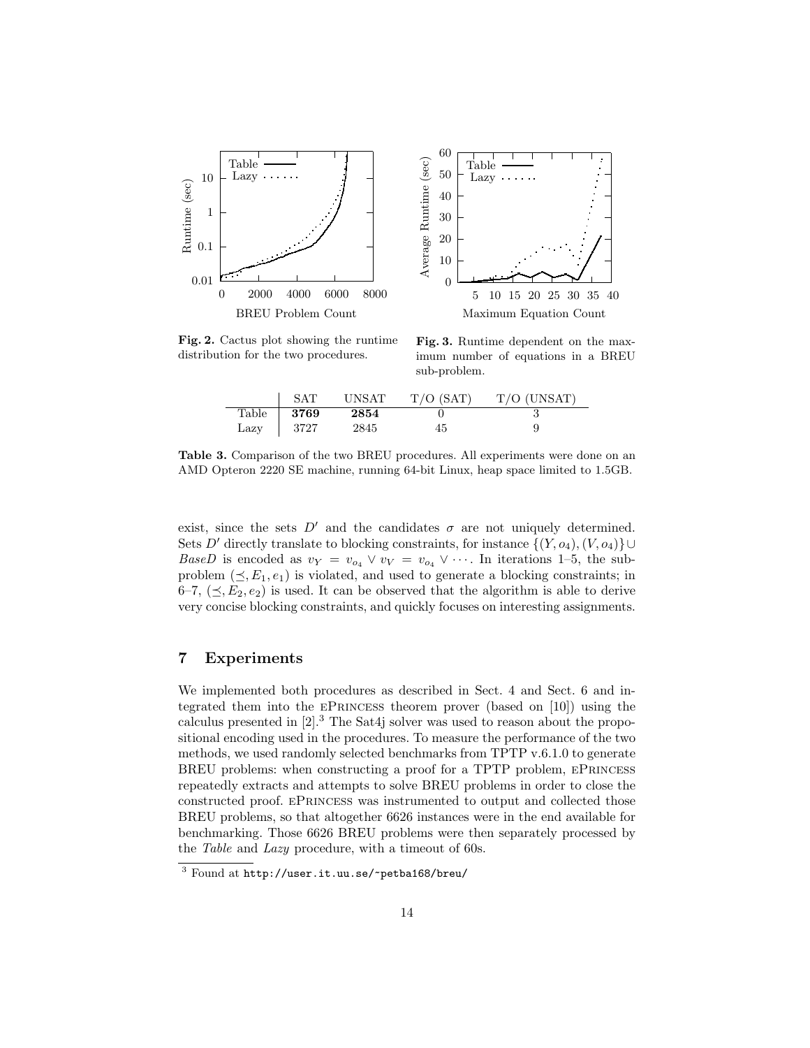**Fig. 2.** Cactus plot showing the runtime distribution for the two procedures.

**Fig. 3.** Runtime dependent on the maximum number of equations in a BREU sub-problem.

| | SAT | UNSAT | T/O (SAT) | T/O (UNSAT) |
|---|---|---|---|---|
| Table | **3769** | **2854** | 0 | 3 |
| Lazy | 3727 | 2845 | 45 | 9 |

**Table 3.** Comparison of the two BREU procedures. All experiments were done on an AMD Opteron 2220 SE machine, running 64-bit Linux, heap space limited to 1.5GB.

exist, since the sets $D'$ and the candidates $\sigma$ are not uniquely determined. Sets $D'$ directly translate to blocking constraints, for instance $\{(Y, o_4), (V, o_4)\} \cup$ *BaseD* is encoded as $v_Y = v_{o_4} \vee v_V = v_{o_4} \vee \cdots$. In iterations 1–5, the sub-problem $(\preceq, E_1, e_1)$ is violated, and used to generate a blocking constraints; in 6–7, $(\preceq, E_2, e_2)$ is used. It can be observed that the algorithm is able to derive very concise blocking constraints, and quickly focuses on interesting assignments.

## 7 Experiments

We implemented both procedures as described in Sect. 4 and Sect. 6 and integrated them into the ePrincess theorem prover (based on [10]) using the calculus presented in [2].[3] The Sat4j solver was used to reason about the propositional encoding used in the procedures. To measure the performance of the two methods, we used randomly selected benchmarks from TPTP v.6.1.0 to generate BREU problems: when constructing a proof for a TPTP problem, ePrincess repeatedly extracts and attempts to solve BREU problems in order to close the constructed proof. ePrincess was instrumented to output and collected those BREU problems, so that altogether 6626 instances were in the end available for benchmarking. Those 6626 BREU problems were then separately processed by the *Table* and *Lazy* procedure, with a timeout of 60s.

[3] Found at http://user.it.uu.se/~petba168/breu/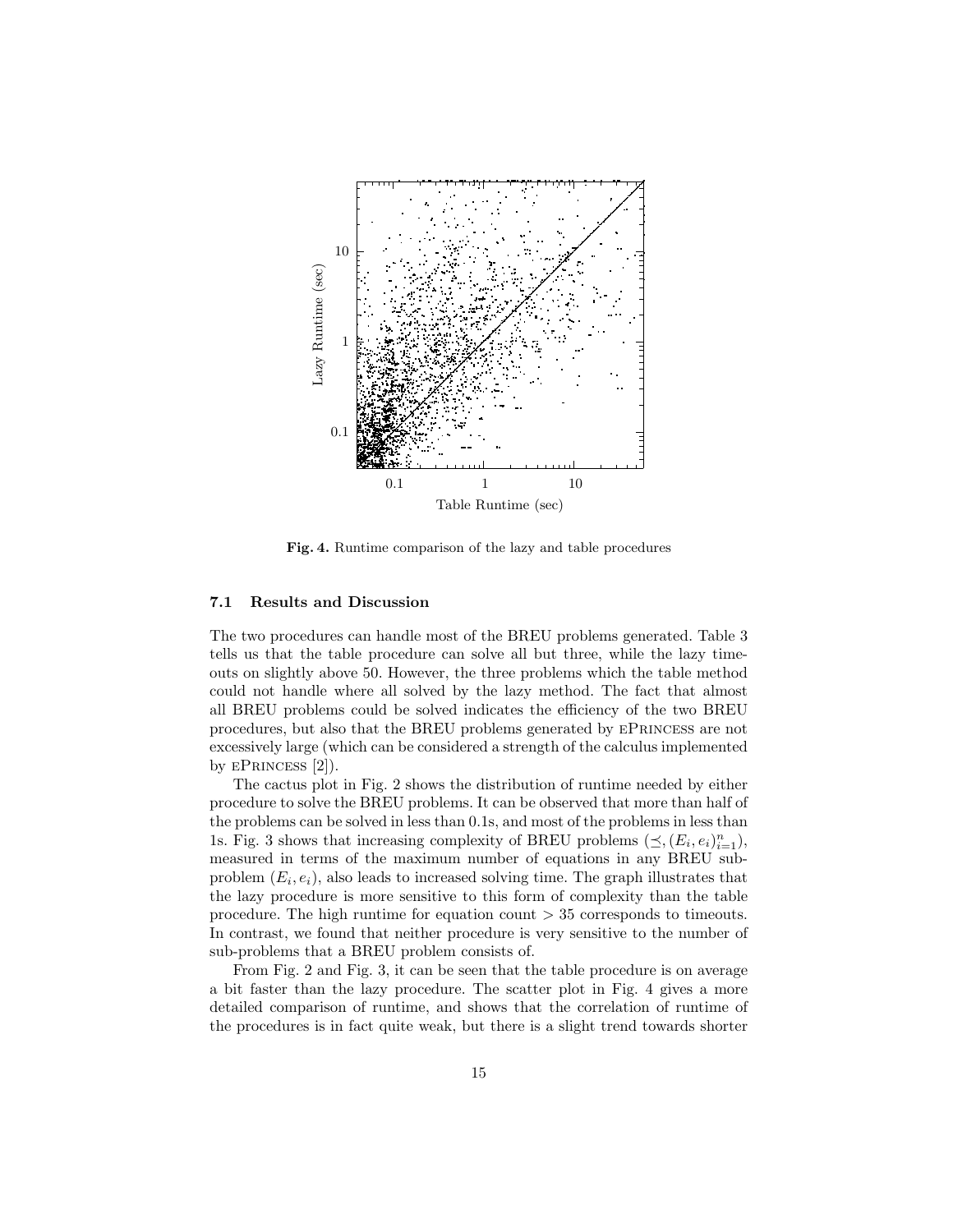Fig. 4. Runtime comparison of the lazy and table procedures

### 7.1 Results and Discussion

The two procedures can handle most of the BREU problems generated. Table 3 tells us that the table procedure can solve all but three, while the lazy timeouts on slightly above 50. However, the three problems which the table method could not handle where all solved by the lazy method. The fact that almost all BREU problems could be solved indicates the efficiency of the two BREU procedures, but also that the BREU problems generated by ePrincess are not excessively large (which can be considered a strength of the calculus implemented by ePrincess [2]).

The cactus plot in Fig. 2 shows the distribution of runtime needed by either procedure to solve the BREU problems. It can be observed that more than half of the problems can be solved in less than 0.1s, and most of the problems in less than 1s. Fig. 3 shows that increasing complexity of BREU problems $(\preceq, (E_i, e_i)_{i=1}^n)$, measured in terms of the maximum number of equations in any BREU subproblem $(E_i, e_i)$, also leads to increased solving time. The graph illustrates that the lazy procedure is more sensitive to this form of complexity than the table procedure. The high runtime for equation count $> 35$ corresponds to timeouts. In contrast, we found that neither procedure is very sensitive to the number of sub-problems that a BREU problem consists of.

From Fig. 2 and Fig. 3, it can be seen that the table procedure is on average a bit faster than the lazy procedure. The scatter plot in Fig. 4 gives a more detailed comparison of runtime, and shows that the correlation of runtime of the procedures is in fact quite weak, but there is a slight trend towards shorter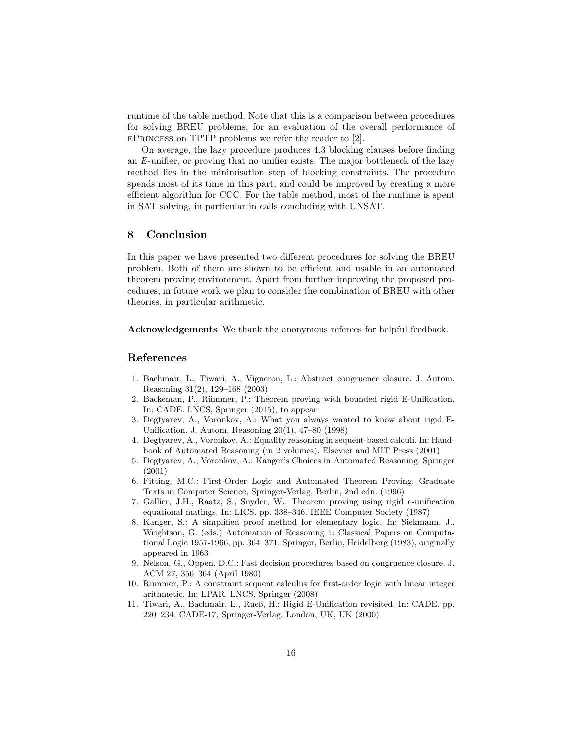runtime of the table method. Note that this is a comparison between procedures for solving BREU problems, for an evaluation of the overall performance of ePrincess on TPTP problems we refer the reader to [2].

On average, the lazy procedure produces 4.3 blocking clauses before finding an $E$-unifier, or proving that no unifier exists. The major bottleneck of the lazy method lies in the minimisation step of blocking constraints. The procedure spends most of its time in this part, and could be improved by creating a more efficient algorithm for CCC. For the table method, most of the runtime is spent in SAT solving, in particular in calls concluding with UNSAT.

## 8 Conclusion

In this paper we have presented two different procedures for solving the BREU problem. Both of them are shown to be efficient and usable in an automated theorem proving environment. Apart from further improving the proposed procedures, in future work we plan to consider the combination of BREU with other theories, in particular arithmetic.

**Acknowledgements** We thank the anonymous referees for helpful feedback.

## References

1. Bachmair, L., Tiwari, A., Vigneron, L.: Abstract congruence closure. J. Autom. Reasoning 31(2), 129–168 (2003)
2. Backeman, P., Rümmer, P.: Theorem proving with bounded rigid E-Unification. In: CADE. LNCS, Springer (2015), to appear
3. Degtyarev, A., Voronkov, A.: What you always wanted to know about rigid E-Unification. J. Autom. Reasoning 20(1), 47–80 (1998)
4. Degtyarev, A., Voronkov, A.: Equality reasoning in sequent-based calculi. In: Handbook of Automated Reasoning (in 2 volumes). Elsevier and MIT Press (2001)
5. Degtyarev, A., Voronkov, A.: Kanger's Choices in Automated Reasoning. Springer (2001)
6. Fitting, M.C.: First-Order Logic and Automated Theorem Proving. Graduate Texts in Computer Science, Springer-Verlag, Berlin, 2nd edn. (1996)
7. Gallier, J.H., Raatz, S., Snyder, W.: Theorem proving using rigid e-unification equational matings. In: LICS. pp. 338–346. IEEE Computer Society (1987)
8. Kanger, S.: A simplified proof method for elementary logic. In: Siekmann, J., Wrightson, G. (eds.) Automation of Reasoning 1: Classical Papers on Computational Logic 1957-1966, pp. 364–371. Springer, Berlin, Heidelberg (1983), originally appeared in 1963
9. Nelson, G., Oppen, D.C.: Fast decision procedures based on congruence closure. J. ACM 27, 356–364 (April 1980)
10. Rümmer, P.: A constraint sequent calculus for first-order logic with linear integer arithmetic. In: LPAR. LNCS, Springer (2008)
11. Tiwari, A., Bachmair, L., Rueß, H.: Rigid E-Unification revisited. In: CADE. pp. 220–234. CADE-17, Springer-Verlag, London, UK, UK (2000)